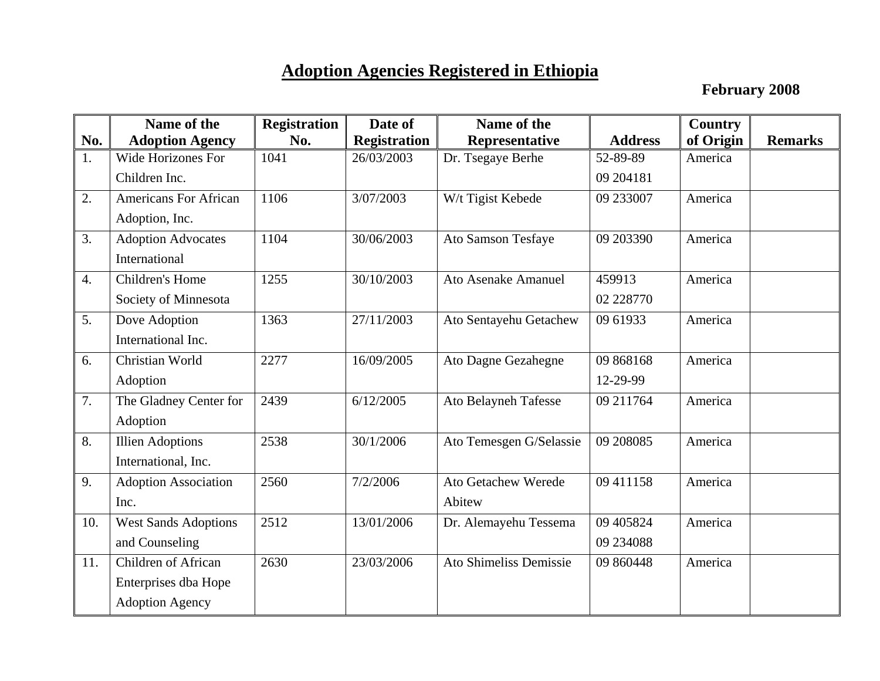# Adoption Agencies Registered in Ethiopia

**February 2008**

| No. | Name of the Adoption Agency | Registration No. | Date of Registration | Name of the Representative | Address | Country of Origin | Remarks |
|---|---|---|---|---|---|---|---|
| 1. | Wide Horizones For Children Inc. | 1041 | 26/03/2003 | Dr. Tsegaye Berhe | 52-89-89 09 204181 | America | |
| 2. | Americans For African Adoption, Inc. | 1106 | 3/07/2003 | W/t Tigist Kebede | 09 233007 | America | |
| 3. | Adoption Advocates International | 1104 | 30/06/2003 | Ato Samson Tesfaye | 09 203390 | America | |
| 4. | Children's Home Society of Minnesota | 1255 | 30/10/2003 | Ato Asenake Amanuel | 459913 02 228770 | America | |
| 5. | Dove Adoption International Inc. | 1363 | 27/11/2003 | Ato Sentayehu Getachew | 09 61933 | America | |
| 6. | Christian World Adoption | 2277 | 16/09/2005 | Ato Dagne Gezahegne | 09 868168 12-29-99 | America | |
| 7. | The Gladney Center for Adoption | 2439 | 6/12/2005 | Ato Belayneh Tafesse | 09 211764 | America | |
| 8. | Illien Adoptions International, Inc. | 2538 | 30/1/2006 | Ato Temesgen G/Selassie | 09 208085 | America | |
| 9. | Adoption Association Inc. | 2560 | 7/2/2006 | Ato Getachew Werede Abitew | 09 411158 | America | |
| 10. | West Sands Adoptions and Counseling | 2512 | 13/01/2006 | Dr. Alemayehu Tessema | 09 405824 09 234088 | America | |
| 11. | Children of African Enterprises dba Hope Adoption Agency | 2630 | 23/03/2006 | Ato Shimeliss Demissie | 09 860448 | America | |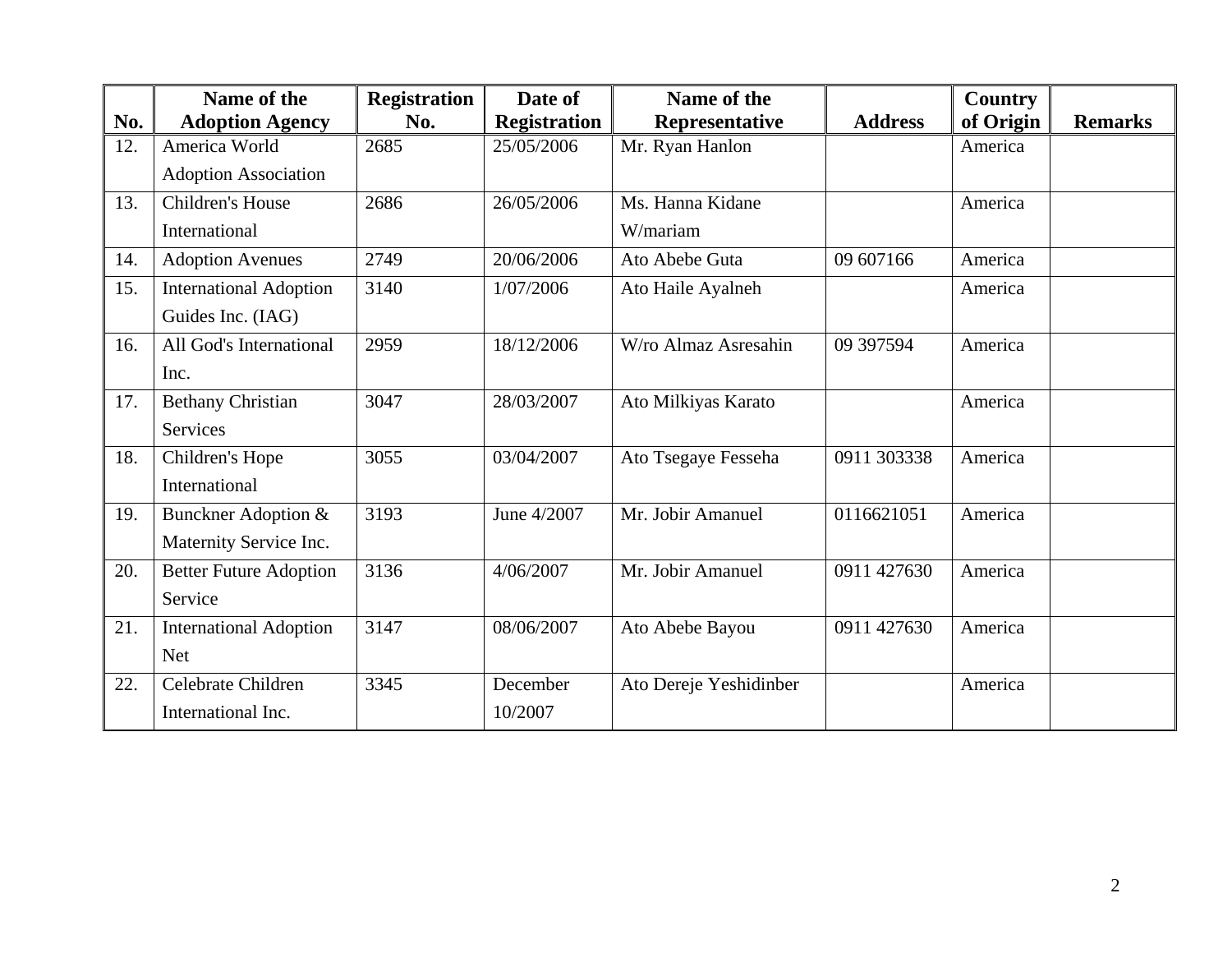| No. | Name of the Adoption Agency | Registration No. | Date of Registration | Name of the Representative | Address | Country of Origin | Remarks |
|---|---|---|---|---|---|---|---|
| 12. | America World Adoption Association | 2685 | 25/05/2006 | Mr. Ryan Hanlon | | America | |
| 13. | Children's House International | 2686 | 26/05/2006 | Ms. Hanna Kidane W/mariam | | America | |
| 14. | Adoption Avenues | 2749 | 20/06/2006 | Ato Abebe Guta | 09 607166 | America | |
| 15. | International Adoption Guides Inc. (IAG) | 3140 | 1/07/2006 | Ato Haile Ayalneh | | America | |
| 16. | All God's International Inc. | 2959 | 18/12/2006 | W/ro Almaz Asresahin | 09 397594 | America | |
| 17. | Bethany Christian Services | 3047 | 28/03/2007 | Ato Milkiyas Karato | | America | |
| 18. | Children's Hope International | 3055 | 03/04/2007 | Ato Tsegaye Fesseha | 0911 303338 | America | |
| 19. | Bunckner Adoption & Maternity Service Inc. | 3193 | June 4/2007 | Mr. Jobir Amanuel | 0116621051 | America | |
| 20. | Better Future Adoption Service | 3136 | 4/06/2007 | Mr. Jobir Amanuel | 0911 427630 | America | |
| 21. | International Adoption Net | 3147 | 08/06/2007 | Ato Abebe Bayou | 0911 427630 | America | |
| 22. | Celebrate Children International Inc. | 3345 | December 10/2007 | Ato Dereje Yeshidinber | | America | |